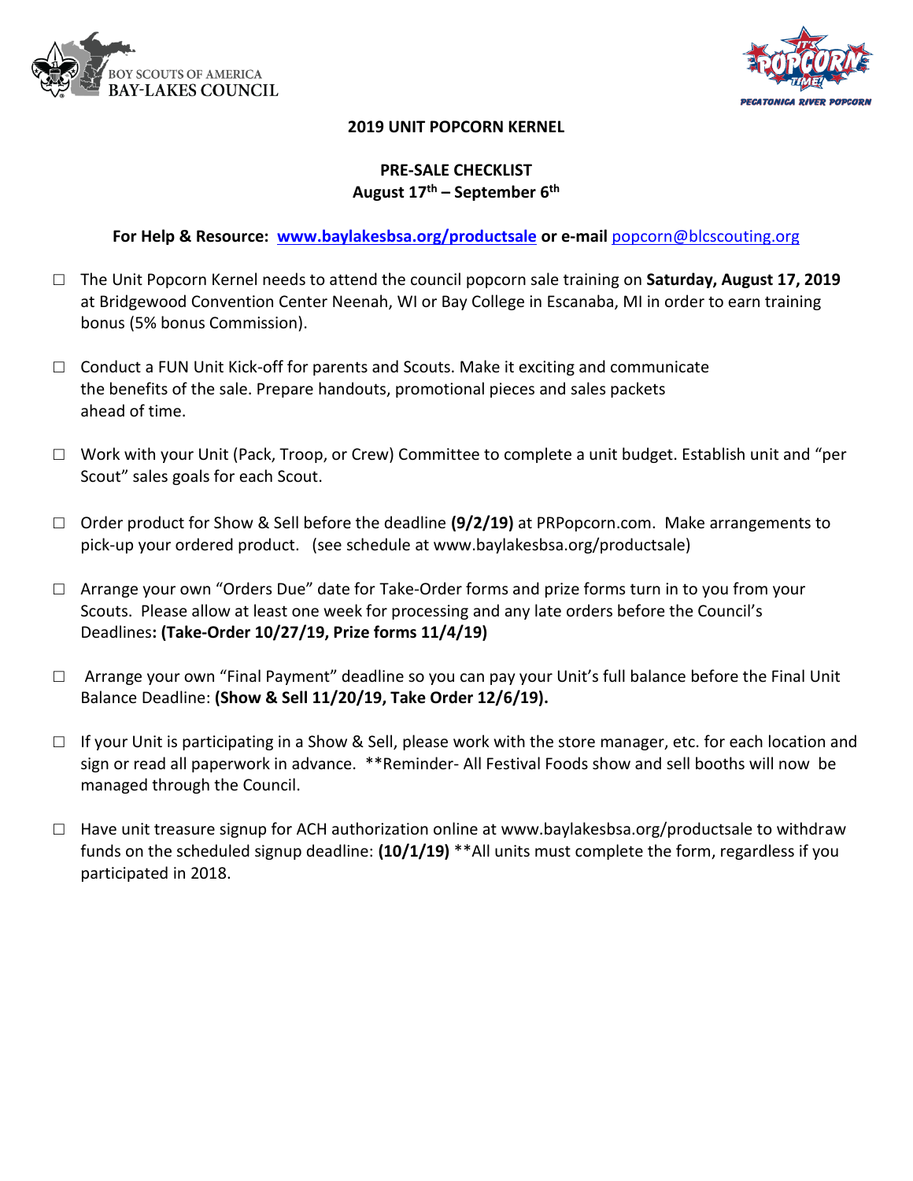BOY SCOUTS OF AMERICA
BAY-LAKES COUNCIL

IT'S POPCORN TIME!
PECATONICA RIVER POPCORN

## 2019 UNIT POPCORN KERNEL

### PRE-SALE CHECKLIST
**August 17th – September 6th**

**For Help & Resource: [www.baylakesbsa.org/productsale](http://www.baylakesbsa.org/productsale) or e-mail** [popcorn@blcscouting.org](mailto:popcorn@blcscouting.org)

- ☐ The Unit Popcorn Kernel needs to attend the council popcorn sale training on **Saturday, August 17, 2019** at Bridgewood Convention Center Neenah, WI or Bay College in Escanaba, MI in order to earn training bonus (5% bonus Commission).

- ☐ Conduct a FUN Unit Kick-off for parents and Scouts. Make it exciting and communicate the benefits of the sale. Prepare handouts, promotional pieces and sales packets ahead of time.

- ☐ Work with your Unit (Pack, Troop, or Crew) Committee to complete a unit budget. Establish unit and "per Scout" sales goals for each Scout.

- ☐ Order product for Show & Sell before the deadline **(9/2/19)** at PRPopcorn.com. Make arrangements to pick-up your ordered product. (see schedule at www.baylakesbsa.org/productsale)

- ☐ Arrange your own "Orders Due" date for Take-Order forms and prize forms turn in to you from your Scouts. Please allow at least one week for processing and any late orders before the Council's Deadlines**: (Take-Order 10/27/19, Prize forms 11/4/19)**

- ☐ Arrange your own "Final Payment" deadline so you can pay your Unit's full balance before the Final Unit Balance Deadline: **(Show & Sell 11/20/19, Take Order 12/6/19).**

- ☐ If your Unit is participating in a Show & Sell, please work with the store manager, etc. for each location and sign or read all paperwork in advance. **Reminder- All Festival Foods show and sell booths will now be managed through the Council.

- ☐ Have unit treasure signup for ACH authorization online at www.baylakesbsa.org/productsale to withdraw funds on the scheduled signup deadline: **(10/1/19)** **All units must complete the form, regardless if you participated in 2018.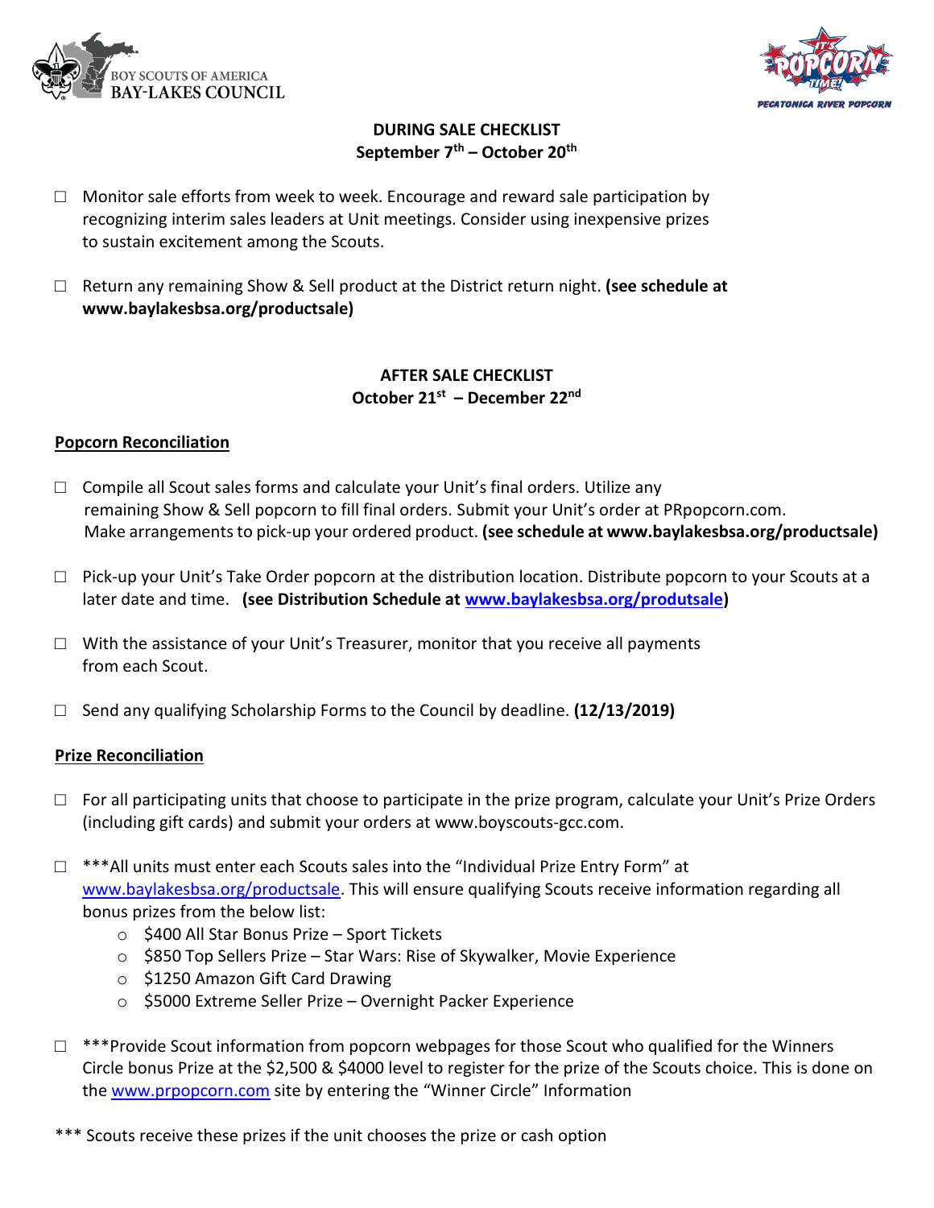BOY SCOUTS OF AMERICA
BAY-LAKES COUNCIL

## DURING SALE CHECKLIST
**September 7th – October 20th**

- ☐ Monitor sale efforts from week to week. Encourage and reward sale participation by recognizing interim sales leaders at Unit meetings. Consider using inexpensive prizes to sustain excitement among the Scouts.

- ☐ Return any remaining Show & Sell product at the District return night. **(see schedule at www.baylakesbsa.org/productsale)**

## AFTER SALE CHECKLIST
**October 21st – December 22nd**

### Popcorn Reconciliation

- ☐ Compile all Scout sales forms and calculate your Unit's final orders. Utilize any remaining Show & Sell popcorn to fill final orders. Submit your Unit's order at PRpopcorn.com. Make arrangements to pick-up your ordered product. **(see schedule at www.baylakesbsa.org/productsale)**

- ☐ Pick-up your Unit's Take Order popcorn at the distribution location. Distribute popcorn to your Scouts at a later date and time. **(see Distribution Schedule at www.baylakesbsa.org/produtsale)**

- ☐ With the assistance of your Unit's Treasurer, monitor that you receive all payments from each Scout.

- ☐ Send any qualifying Scholarship Forms to the Council by deadline. **(12/13/2019)**

### Prize Reconciliation

- ☐ For all participating units that choose to participate in the prize program, calculate your Unit's Prize Orders (including gift cards) and submit your orders at www.boyscouts-gcc.com.

- ☐ ***All units must enter each Scouts sales into the "Individual Prize Entry Form" at www.baylakesbsa.org/productsale. This will ensure qualifying Scouts receive information regarding all bonus prizes from the below list:
  - $400 All Star Bonus Prize – Sport Tickets
  - $850 Top Sellers Prize – Star Wars: Rise of Skywalker, Movie Experience
  - $1250 Amazon Gift Card Drawing
  - $5000 Extreme Seller Prize – Overnight Packer Experience

- ☐ ***Provide Scout information from popcorn webpages for those Scout who qualified for the Winners Circle bonus Prize at the $2,500 & $4000 level to register for the prize of the Scouts choice. This is done on the www.prpopcorn.com site by entering the "Winner Circle" Information

*** Scouts receive these prizes if the unit chooses the prize or cash option